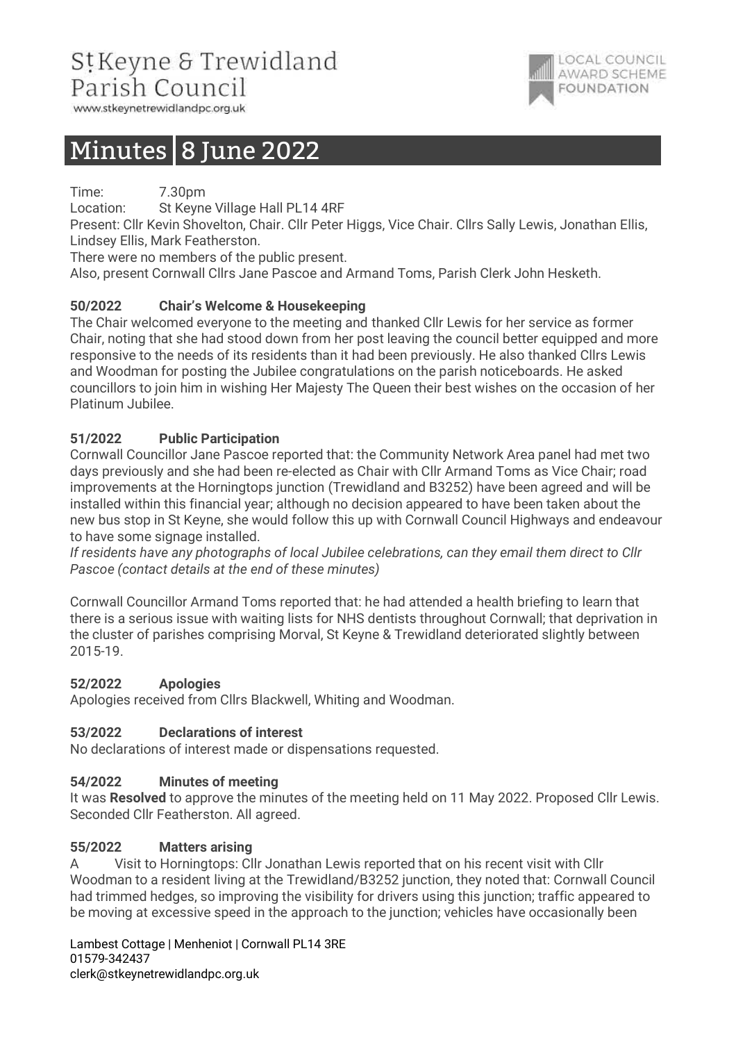# St Keyne & Trewidland Parish Council

www.stkeynetrewidlandpc.org.uk

LOCAL COUNCIL AWARD SCHEME FOUNDATION

# Minutes 8 June 2022

Time: 7.30pm

Location: St Keyne Village Hall PL14 4RF

Present: Cllr Kevin Shovelton, Chair. Cllr Peter Higgs, Vice Chair. Cllrs Sally Lewis, Jonathan Ellis, Lindsey Ellis, Mark Featherston.

There were no members of the public present.

Also, present Cornwall Cllrs Jane Pascoe and Armand Toms, Parish Clerk John Hesketh.

**50/2022 Chair's Welcome & Housekeeping**

The Chair welcomed everyone to the meeting and thanked Cllr Lewis for her service as former Chair, noting that she had stood down from her post leaving the council better equipped and more responsive to the needs of its residents than it had been previously. He also thanked Cllrs Lewis and Woodman for posting the Jubilee congratulations on the parish noticeboards. He asked councillors to join him in wishing Her Majesty The Queen their best wishes on the occasion of her Platinum Jubilee.

**51/2022 Public Participation**

Cornwall Councillor Jane Pascoe reported that: the Community Network Area panel had met two days previously and she had been re-elected as Chair with Cllr Armand Toms as Vice Chair; road improvements at the Horningtops junction (Trewidland and B3252) have been agreed and will be installed within this financial year; although no decision appeared to have been taken about the new bus stop in St Keyne, she would follow this up with Cornwall Council Highways and endeavour to have some signage installed.

*If residents have any photographs of local Jubilee celebrations, can they email them direct to Cllr Pascoe (contact details at the end of these minutes)*

Cornwall Councillor Armand Toms reported that: he had attended a health briefing to learn that there is a serious issue with waiting lists for NHS dentists throughout Cornwall; that deprivation in the cluster of parishes comprising Morval, St Keyne & Trewidland deteriorated slightly between 2015-19.

**52/2022 Apologies**

Apologies received from Cllrs Blackwell, Whiting and Woodman.

**53/2022 Declarations of interest**

No declarations of interest made or dispensations requested.

**54/2022 Minutes of meeting**

It was **Resolved** to approve the minutes of the meeting held on 11 May 2022. Proposed Cllr Lewis. Seconded Cllr Featherston. All agreed.

**55/2022 Matters arising**

A Visit to Horningtops: Cllr Jonathan Lewis reported that on his recent visit with Cllr Woodman to a resident living at the Trewidland/B3252 junction, they noted that: Cornwall Council had trimmed hedges, so improving the visibility for drivers using this junction; traffic appeared to be moving at excessive speed in the approach to the junction; vehicles have occasionally been

Lambest Cottage | Menheniot | Cornwall PL14 3RE
01579-342437
clerk@stkeynetrewidlandpc.org.uk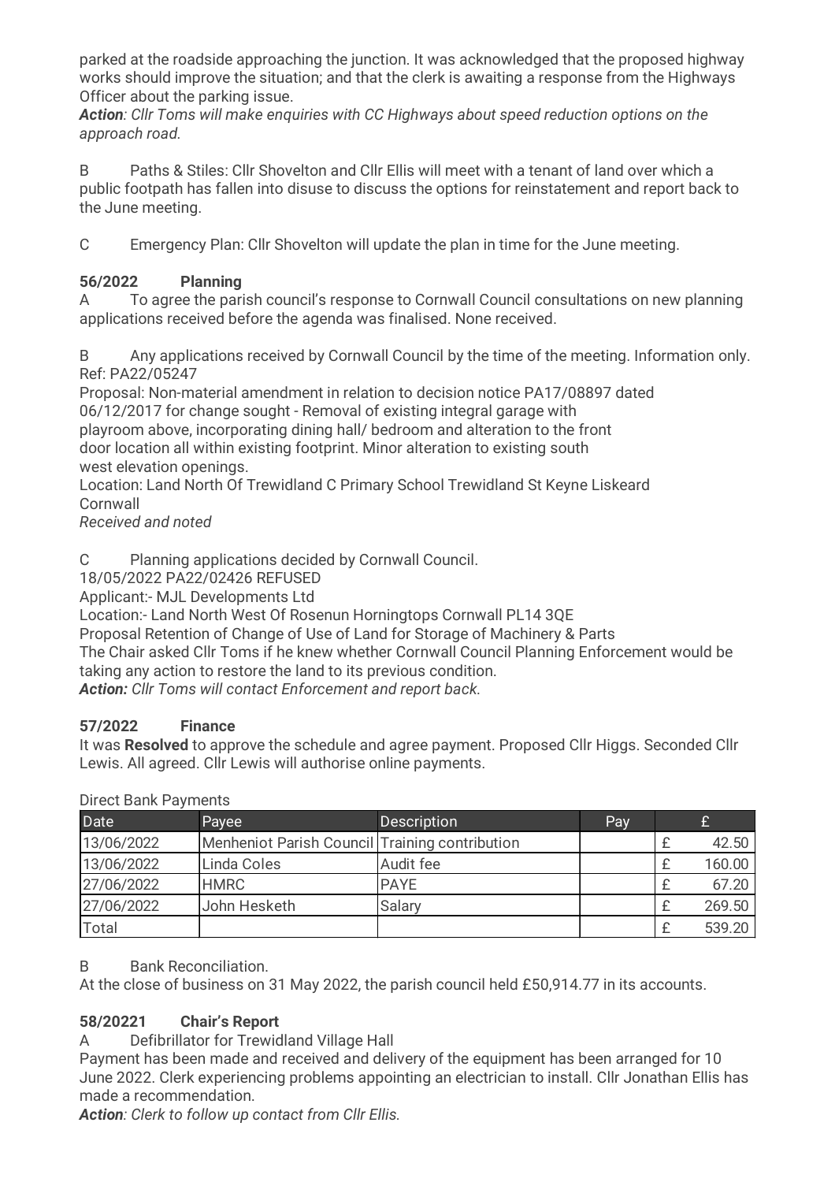parked at the roadside approaching the junction. It was acknowledged that the proposed highway works should improve the situation; and that the clerk is awaiting a response from the Highways Officer about the parking issue.

***Action**: Cllr Toms will make enquiries with CC Highways about speed reduction options on the approach road.*

B Paths & Stiles: Cllr Shovelton and Cllr Ellis will meet with a tenant of land over which a public footpath has fallen into disuse to discuss the options for reinstatement and report back to the June meeting.

C Emergency Plan: Cllr Shovelton will update the plan in time for the June meeting.

### 56/2022 Planning

A To agree the parish council's response to Cornwall Council consultations on new planning applications received before the agenda was finalised. None received.

B Any applications received by Cornwall Council by the time of the meeting. Information only.
Ref: PA22/05247
Proposal: Non-material amendment in relation to decision notice PA17/08897 dated 06/12/2017 for change sought - Removal of existing integral garage with playroom above, incorporating dining hall/ bedroom and alteration to the front door location all within existing footprint. Minor alteration to existing south west elevation openings.
Location: Land North Of Trewidland C Primary School Trewidland St Keyne Liskeard Cornwall
*Received and noted*

C Planning applications decided by Cornwall Council.
18/05/2022 PA22/02426 REFUSED
Applicant:- MJL Developments Ltd
Location:- Land North West Of Rosenun Horningtops Cornwall PL14 3QE
Proposal Retention of Change of Use of Land for Storage of Machinery & Parts
The Chair asked Cllr Toms if he knew whether Cornwall Council Planning Enforcement would be taking any action to restore the land to its previous condition.
***Action:** Cllr Toms will contact Enforcement and report back.*

### 57/2022 Finance

It was **Resolved** to approve the schedule and agree payment. Proposed Cllr Higgs. Seconded Cllr Lewis. All agreed. Cllr Lewis will authorise online payments.

Direct Bank Payments

| Date | Payee | Description | Pay | £ |
|---|---|---|---|---|
| 13/06/2022 | Menheniot Parish Council | Training contribution | | £ 42.50 |
| 13/06/2022 | Linda Coles | Audit fee | | £ 160.00 |
| 27/06/2022 | HMRC | PAYE | | £ 67.20 |
| 27/06/2022 | John Hesketh | Salary | | £ 269.50 |
| Total | | | | £ 539.20 |

B Bank Reconciliation.
At the close of business on 31 May 2022, the parish council held £50,914.77 in its accounts.

### 58/20221 Chair's Report

A Defibrillator for Trewidland Village Hall
Payment has been made and received and delivery of the equipment has been arranged for 10 June 2022. Clerk experiencing problems appointing an electrician to install. Cllr Jonathan Ellis has made a recommendation.
***Action**: Clerk to follow up contact from Cllr Ellis.*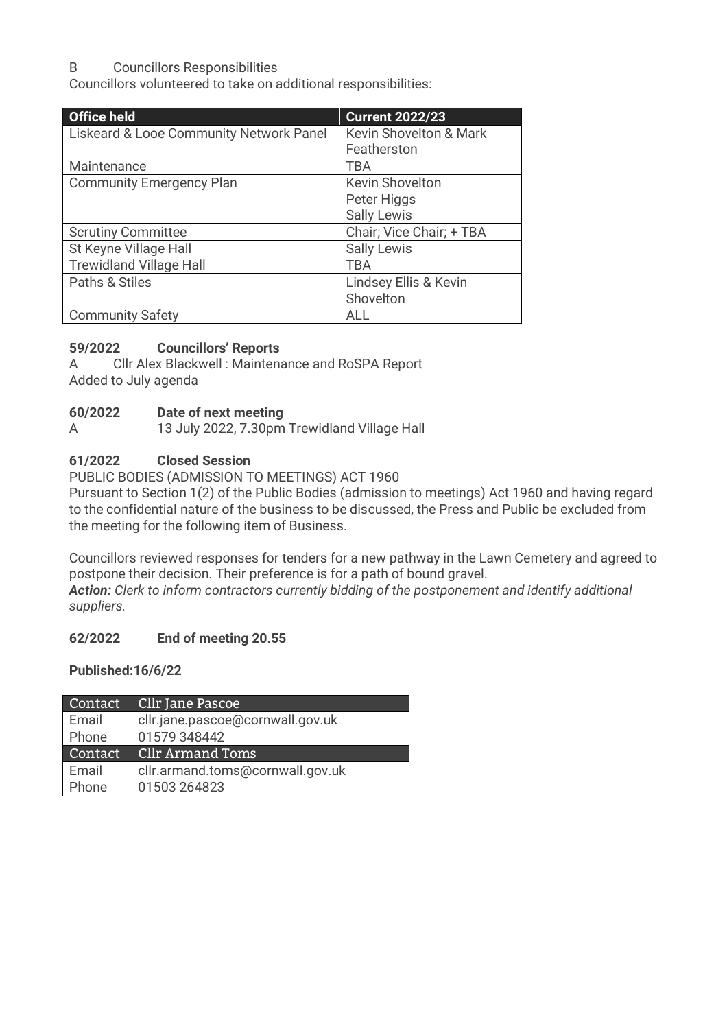B Councillors Responsibilities

Councillors volunteered to take on additional responsibilities:

| Office held | Current 2022/23 |
|---|---|
| Liskeard & Looe Community Network Panel | Kevin Shovelton & Mark Featherston |
| Maintenance | TBA |
| Community Emergency Plan | Kevin Shovelton<br>Peter Higgs<br>Sally Lewis |
| Scrutiny Committee | Chair; Vice Chair; + TBA |
| St Keyne Village Hall | Sally Lewis |
| Trewidland Village Hall | TBA |
| Paths & Stiles | Lindsey Ellis & Kevin Shovelton |
| Community Safety | ALL |

### 59/2022 Councillors' Reports

A Cllr Alex Blackwell : Maintenance and RoSPA Report

Added to July agenda

### 60/2022 Date of next meeting

A 13 July 2022, 7.30pm Trewidland Village Hall

### 61/2022 Closed Session

PUBLIC BODIES (ADMISSION TO MEETINGS) ACT 1960

Pursuant to Section 1(2) of the Public Bodies (admission to meetings) Act 1960 and having regard to the confidential nature of the business to be discussed, the Press and Public be excluded from the meeting for the following item of Business.

Councillors reviewed responses for tenders for a new pathway in the Lawn Cemetery and agreed to postpone their decision. Their preference is for a path of bound gravel.

***Action:*** *Clerk to inform contractors currently bidding of the postponement and identify additional suppliers.*

### 62/2022 End of meeting 20.55

**Published:16/6/22**

| Contact | Cllr Jane Pascoe |
|---|---|
| Email | cllr.jane.pascoe@cornwall.gov.uk |
| Phone | 01579 348442 |
| Contact | Cllr Armand Toms |
| Email | cllr.armand.toms@cornwall.gov.uk |
| Phone | 01503 264823 |